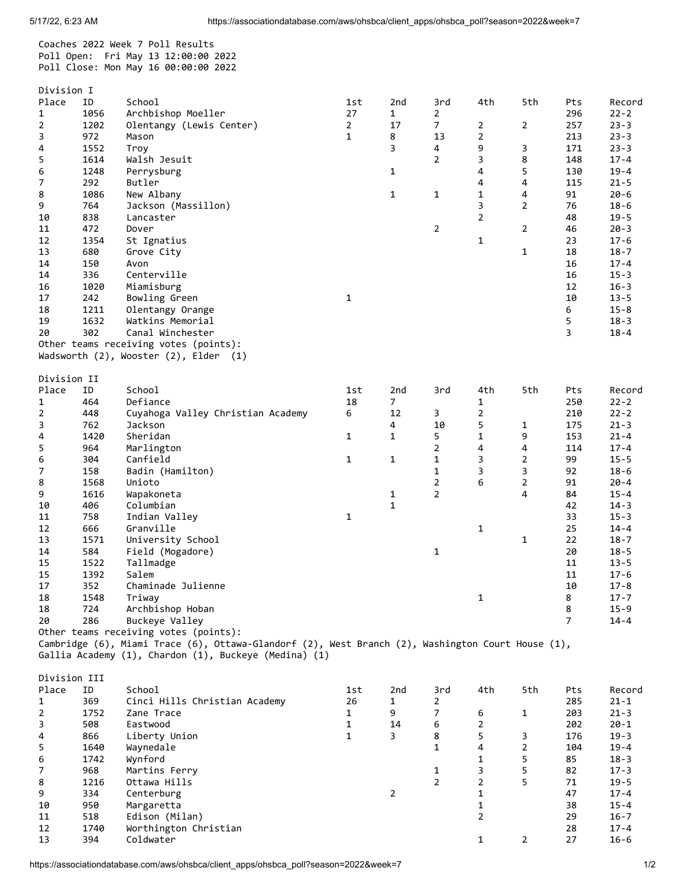Coaches 2022 Week 7 Poll Results
Poll Open: Fri May 13 12:00:00 2022
Poll Close: Mon May 16 00:00:00 2022

## Division I

| Place | ID | School | 1st | 2nd | 3rd | 4th | 5th | Pts | Record |
|---|---|---|---|---|---|---|---|---|---|
| 1 | 1056 | Archbishop Moeller | 27 | 1 | 2 | | | 296 | 22-2 |
| 2 | 1202 | Olentangy (Lewis Center) | 2 | 17 | 7 | 2 | 2 | 257 | 23-3 |
| 3 | 972 | Mason | 1 | 8 | 13 | 2 | | 213 | 23-3 |
| 4 | 1552 | Troy | | 3 | 4 | 9 | 3 | 171 | 23-3 |
| 5 | 1614 | Walsh Jesuit | | | 2 | 3 | 8 | 148 | 17-4 |
| 6 | 1248 | Perrysburg | | 1 | | 4 | 5 | 130 | 19-4 |
| 7 | 292 | Butler | | | | 4 | 4 | 115 | 21-5 |
| 8 | 1086 | New Albany | | 1 | 1 | 1 | 4 | 91 | 20-6 |
| 9 | 764 | Jackson (Massillon) | | | | 3 | 2 | 76 | 18-6 |
| 10 | 838 | Lancaster | | | | 2 | | 48 | 19-5 |
| 11 | 472 | Dover | | | 2 | | 2 | 46 | 20-3 |
| 12 | 1354 | St Ignatius | | | | 1 | | 23 | 17-6 |
| 13 | 680 | Grove City | | | | | 1 | 18 | 18-7 |
| 14 | 150 | Avon | | | | | | 16 | 17-4 |
| 14 | 336 | Centerville | | | | | | 16 | 15-3 |
| 16 | 1020 | Miamisburg | | | | | | 12 | 16-3 |
| 17 | 242 | Bowling Green | 1 | | | | | 10 | 13-5 |
| 18 | 1211 | Olentangy Orange | | | | | | 6 | 15-8 |
| 19 | 1632 | Watkins Memorial | | | | | | 5 | 18-3 |
| 20 | 302 | Canal Winchester | | | | | | 3 | 18-4 |

Other teams receiving votes (points):
Wadsworth (2), Wooster (2), Elder (1)

## Division II

| Place | ID | School | 1st | 2nd | 3rd | 4th | 5th | Pts | Record |
|---|---|---|---|---|---|---|---|---|---|
| 1 | 464 | Defiance | 18 | 7 | | 1 | | 250 | 22-2 |
| 2 | 448 | Cuyahoga Valley Christian Academy | 6 | 12 | 3 | 2 | | 210 | 22-2 |
| 3 | 762 | Jackson | | 4 | 10 | 5 | 1 | 175 | 21-3 |
| 4 | 1420 | Sheridan | 1 | 1 | 5 | 1 | 9 | 153 | 21-4 |
| 5 | 964 | Marlington | | | 2 | 4 | 4 | 114 | 17-4 |
| 6 | 304 | Canfield | 1 | 1 | 1 | 3 | 2 | 99 | 15-5 |
| 7 | 158 | Badin (Hamilton) | | | 1 | 3 | 3 | 92 | 18-6 |
| 8 | 1568 | Unioto | | | 2 | 6 | 2 | 91 | 20-4 |
| 9 | 1616 | Wapakoneta | | 1 | 2 | | 4 | 84 | 15-4 |
| 10 | 406 | Columbian | | 1 | | | | 42 | 14-3 |
| 11 | 758 | Indian Valley | 1 | | | | | 33 | 15-3 |
| 12 | 666 | Granville | | | | 1 | | 25 | 14-4 |
| 13 | 1571 | University School | | | | | 1 | 22 | 18-7 |
| 14 | 584 | Field (Mogadore) | | | 1 | | | 20 | 18-5 |
| 15 | 1522 | Tallmadge | | | | | | 11 | 13-5 |
| 15 | 1392 | Salem | | | | | | 11 | 17-6 |
| 17 | 352 | Chaminade Julienne | | | | | | 10 | 17-8 |
| 18 | 1548 | Triway | | | | 1 | | 8 | 17-7 |
| 18 | 724 | Archbishop Hoban | | | | | | 8 | 15-9 |
| 20 | 286 | Buckeye Valley | | | | | | 7 | 14-4 |

Other teams receiving votes (points):
Cambridge (6), Miami Trace (6), Ottawa-Glandorf (2), West Branch (2), Washington Court House (1), Gallia Academy (1), Chardon (1), Buckeye (Medina) (1)

## Division III

| Place | ID | School | 1st | 2nd | 3rd | 4th | 5th | Pts | Record |
|---|---|---|---|---|---|---|---|---|---|
| 1 | 369 | Cinci Hills Christian Academy | 26 | 1 | 2 | | | 285 | 21-1 |
| 2 | 1752 | Zane Trace | 1 | 9 | 7 | 6 | 1 | 203 | 21-3 |
| 3 | 508 | Eastwood | 1 | 14 | 6 | 2 | | 202 | 20-1 |
| 4 | 866 | Liberty Union | 1 | 3 | 8 | 5 | 3 | 176 | 19-3 |
| 5 | 1640 | Waynedale | | | 1 | 4 | 2 | 104 | 19-4 |
| 6 | 1742 | Wynford | | | | 1 | 5 | 85 | 18-3 |
| 7 | 968 | Martins Ferry | | | 1 | 3 | 5 | 82 | 17-3 |
| 8 | 1216 | Ottawa Hills | | | 2 | 2 | 5 | 71 | 19-5 |
| 9 | 334 | Centerburg | | 2 | | 1 | | 47 | 17-4 |
| 10 | 950 | Margaretta | | | | 1 | | 38 | 15-4 |
| 11 | 518 | Edison (Milan) | | | | 2 | | 29 | 16-7 |
| 12 | 1740 | Worthington Christian | | | | | | 28 | 17-4 |
| 13 | 394 | Coldwater | | | | 1 | 2 | 27 | 16-6 |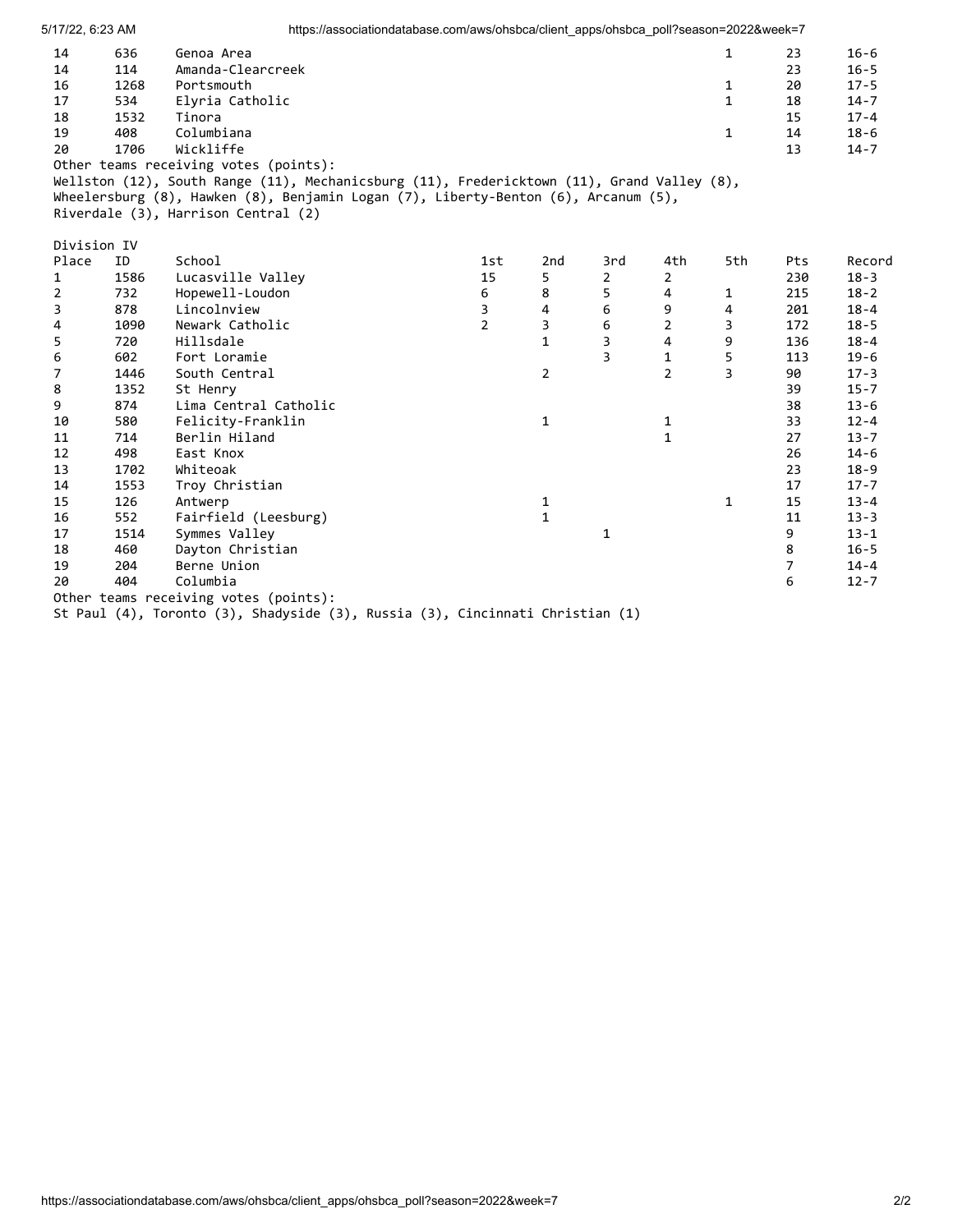| | | | | | | | | | |
|---|---|---|---|---|---|---|---|---|---|
| 14 | 636 | Genoa Area | | | | | 1 | 23 | 16-6 |
| 14 | 114 | Amanda-Clearcreek | | | | | | 23 | 16-5 |
| 16 | 1268 | Portsmouth | | | | | 1 | 20 | 17-5 |
| 17 | 534 | Elyria Catholic | | | | | 1 | 18 | 14-7 |
| 18 | 1532 | Tinora | | | | | | 15 | 17-4 |
| 19 | 408 | Columbiana | | | | | 1 | 14 | 18-6 |
| 20 | 1706 | Wickliffe | | | | | | 13 | 14-7 |

Other teams receiving votes (points):
Wellston (12), South Range (11), Mechanicsburg (11), Fredericktown (11), Grand Valley (8), Wheelersburg (8), Hawken (8), Benjamin Logan (7), Liberty-Benton (6), Arcanum (5), Riverdale (3), Harrison Central (2)

Division IV

| Place | ID | School | 1st | 2nd | 3rd | 4th | 5th | Pts | Record |
|---|---|---|---|---|---|---|---|---|---|
| 1 | 1586 | Lucasville Valley | 15 | 5 | 2 | 2 | | 230 | 18-3 |
| 2 | 732 | Hopewell-Loudon | 6 | 8 | 5 | 4 | 1 | 215 | 18-2 |
| 3 | 878 | Lincolnview | 3 | 4 | 6 | 9 | 4 | 201 | 18-4 |
| 4 | 1090 | Newark Catholic | 2 | 3 | 6 | 2 | 3 | 172 | 18-5 |
| 5 | 720 | Hillsdale | | 1 | 3 | 4 | 9 | 136 | 18-4 |
| 6 | 602 | Fort Loramie | | | 3 | 1 | 5 | 113 | 19-6 |
| 7 | 1446 | South Central | | 2 | | 2 | 3 | 90 | 17-3 |
| 8 | 1352 | St Henry | | | | | | 39 | 15-7 |
| 9 | 874 | Lima Central Catholic | | | | | | 38 | 13-6 |
| 10 | 580 | Felicity-Franklin | | 1 | | 1 | | 33 | 12-4 |
| 11 | 714 | Berlin Hiland | | | | 1 | | 27 | 13-7 |
| 12 | 498 | East Knox | | | | | | 26 | 14-6 |
| 13 | 1702 | Whiteoak | | | | | | 23 | 18-9 |
| 14 | 1553 | Troy Christian | | | | | | 17 | 17-7 |
| 15 | 126 | Antwerp | | 1 | | | 1 | 15 | 13-4 |
| 16 | 552 | Fairfield (Leesburg) | | 1 | | | | 11 | 13-3 |
| 17 | 1514 | Symmes Valley | | | 1 | | | 9 | 13-1 |
| 18 | 460 | Dayton Christian | | | | | | 8 | 16-5 |
| 19 | 204 | Berne Union | | | | | | 7 | 14-4 |
| 20 | 404 | Columbia | | | | | | 6 | 12-7 |

Other teams receiving votes (points):
St Paul (4), Toronto (3), Shadyside (3), Russia (3), Cincinnati Christian (1)